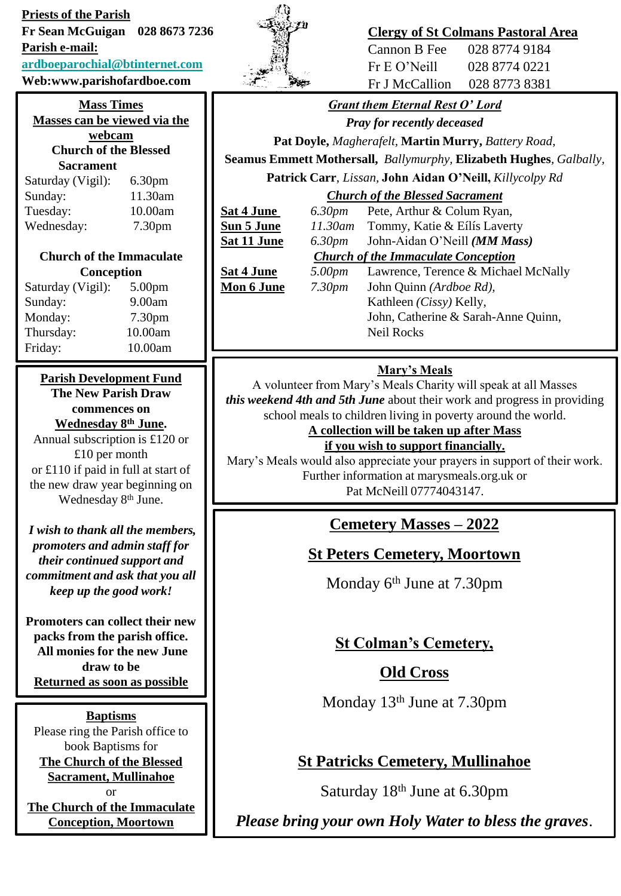**Priests of the Parish**

**Fr Sean McGuigan 028 8673 7236**

**Parish e-mail:**

**ardboeparochial@btinternet.com**

**Web:www.parishofardboe.com**

**Clergy of St Colmans Pastoral Area**

| | |
|---|---|
| Cannon B Fee | 028 8774 9184 |
| Fr E O'Neill | 028 8774 0221 |
| Fr J McCallion | 028 8773 8381 |

## Mass Times

**Masses can be viewed via the webcam**

**Church of the Blessed Sacrament**

| | |
|---|---|
| Saturday (Vigil): | 6.30pm |
| Sunday: | 11.30am |
| Tuesday: | 10.00am |
| Wednesday: | 7.30pm |

**Church of the Immaculate Conception**

| | |
|---|---|
| Saturday (Vigil): | 5.00pm |
| Sunday: | 9.00am |
| Monday: | 7.30pm |
| Thursday: | 10.00am |
| Friday: | 10.00am |

***Grant them Eternal Rest O' Lord***

***Pray for recently deceased***

**Pat Doyle,** *Magherafelt,* **Martin Murry,** *Battery Road,* **Seamus Emmett Mothersall,** *Ballymurphy,* **Elizabeth Hughes**, *Galbally,* **Patrick Carr**, *Lissan,* **John Aidan O'Neill,** *Killycolpy Rd*

***Church of the Blessed Sacrament***

| | | |
|---|---|---|
| **Sat 4 June** | *6.30pm* | Pete, Arthur & Colum Ryan, |
| **Sun 5 June** | *11.30am* | Tommy, Katie & Eílís Laverty |
| **Sat 11 June** | *6.30pm* | John-Aidan O'Neill ***(MM Mass)*** |

***Church of the Immaculate Conception***

| | | |
|---|---|---|
| **Sat 4 June** | *5.00pm* | Lawrence, Terence & Michael McNally |
| **Mon 6 June** | *7.30pm* | John Quinn *(Ardboe Rd),* Kathleen *(Cissy)* Kelly, John, Catherine & Sarah-Anne Quinn, Neil Rocks |

## Parish Development Fund

**The New Parish Draw commences on Wednesday 8th June.**

Annual subscription is £120 or £10 per month or £110 if paid in full at start of the new draw year beginning on Wednesday 8th June.

***I wish to thank all the members, promoters and admin staff for their continued support and commitment and ask that you all keep up the good work!***

**Promoters can collect their new packs from the parish office. All monies for the new June draw to be Returned as soon as possible**

## Mary's Meals

A volunteer from Mary's Meals Charity will speak at all Masses ***this weekend 4th and 5th June*** about their work and progress in providing school meals to children living in poverty around the world.

**A collection will be taken up after Mass if you wish to support financially.**

Mary's Meals would also appreciate your prayers in support of their work. Further information at marysmeals.org.uk or Pat McNeill 07774043147.

## Baptisms

Please ring the Parish office to book Baptisms for **The Church of the Blessed Sacrament, Mullinahoe** or **The Church of the Immaculate Conception, Moortown**

## Cemetery Masses – 2022

### St Peters Cemetery, Moortown

Monday 6th June at 7.30pm

### St Colman's Cemetery, Old Cross

Monday 13th June at 7.30pm

### St Patricks Cemetery, Mullinahoe

Saturday 18th June at 6.30pm

***Please bring your own Holy Water to bless the graves.***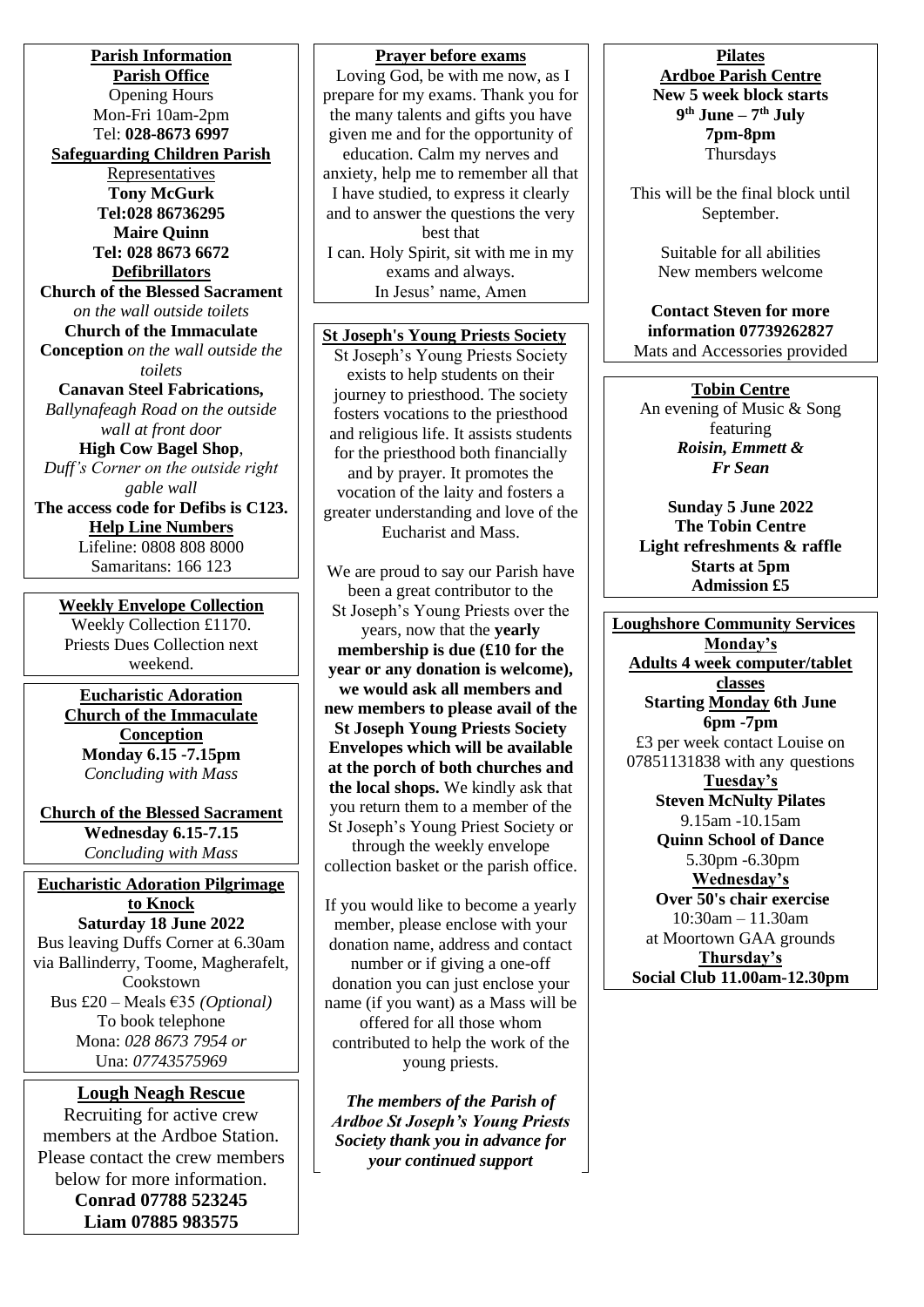**Parish Information**

**Parish Office**

Opening Hours
Mon-Fri 10am-2pm
Tel: **028-8673 6997**

**Safeguarding Children Parish**
Representatives

**Tony McGurk**
**Tel:028 86736295**
**Maire Quinn**
**Tel: 028 8673 6672**

**Defibrillators**

**Church of the Blessed Sacrament** *on the wall outside toilets*
**Church of the Immaculate Conception** *on the wall outside the toilets*
**Canavan Steel Fabrications,** *Ballynafeagh Road on the outside wall at front door*
**High Cow Bagel Shop**, *Duff's Corner on the outside right gable wall*

**The access code for Defibs is C123.**

**Help Line Numbers**

Lifeline: 0808 808 8000
Samaritans: 166 123

**Weekly Envelope Collection**

Weekly Collection £1170.
Priests Dues Collection next weekend.

**Eucharistic Adoration**

**Church of the Immaculate Conception**
**Monday 6.15 -7.15pm**
*Concluding with Mass*

**Church of the Blessed Sacrament**
**Wednesday 6.15-7.15**
*Concluding with Mass*

**Eucharistic Adoration Pilgrimage to Knock**

**Saturday 18 June 2022**
Bus leaving Duffs Corner at 6.30am via Ballinderry, Toome, Magherafelt, Cookstown
Bus £20 – Meals €35 *(Optional)*
To book telephone
Mona: *028 8673 7954 or*
Una: *07743575969*

**Lough Neagh Rescue**

Recruiting for active crew members at the Ardboe Station. Please contact the crew members below for more information.
**Conrad 07788 523245**
**Liam 07885 983575**

**Prayer before exams**

Loving God, be with me now, as I prepare for my exams. Thank you for the many talents and gifts you have given me and for the opportunity of education. Calm my nerves and anxiety, help me to remember all that I have studied, to express it clearly and to answer the questions the very best that
I can. Holy Spirit, sit with me in my exams and always.
In Jesus' name, Amen

**St Joseph's Young Priests Society**

St Joseph's Young Priests Society exists to help students on their journey to priesthood. The society fosters vocations to the priesthood and religious life. It assists students for the priesthood both financially and by prayer. It promotes the vocation of the laity and fosters a greater understanding and love of the Eucharist and Mass.

We are proud to say our Parish have been a great contributor to the St Joseph's Young Priests over the years, now that the **yearly membership is due (£10 for the year or any donation is welcome), we would ask all members and new members to please avail of the St Joseph Young Priests Society Envelopes which will be available at the porch of both churches and the local shops.** We kindly ask that you return them to a member of the St Joseph's Young Priest Society or through the weekly envelope collection basket or the parish office.

If you would like to become a yearly member, please enclose with your donation name, address and contact number or if giving a one-off donation you can just enclose your name (if you want) as a Mass will be offered for all those whom contributed to help the work of the young priests.

***The members of the Parish of Ardboe St Joseph's Young Priests Society thank you in advance for your continued support***

**Pilates**

**Ardboe Parish Centre**
**New 5 week block starts**
**9th June – 7th July**
**7pm-8pm**
Thursdays

This will be the final block until September.

Suitable for all abilities
New members welcome

**Contact Steven for more information 07739262827**
Mats and Accessories provided

**Tobin Centre**

An evening of Music & Song featuring
***Roisin, Emmett & Fr Sean***

**Sunday 5 June 2022**
**The Tobin Centre**
**Light refreshments & raffle**
**Starts at 5pm**
**Admission £5**

**Loughshore Community Services**

**Monday's**
**Adults 4 week computer/tablet classes**
**Starting Monday 6th June**
**6pm -7pm**
£3 per week contact Louise on 07851131838 with any questions

**Tuesday's**
**Steven McNulty Pilates**
9.15am -10.15am
**Quinn School of Dance**
5.30pm -6.30pm

**Wednesday's**
**Over 50's chair exercise**
10:30am – 11.30am
at Moortown GAA grounds

**Thursday's**
**Social Club 11.00am-12.30pm**